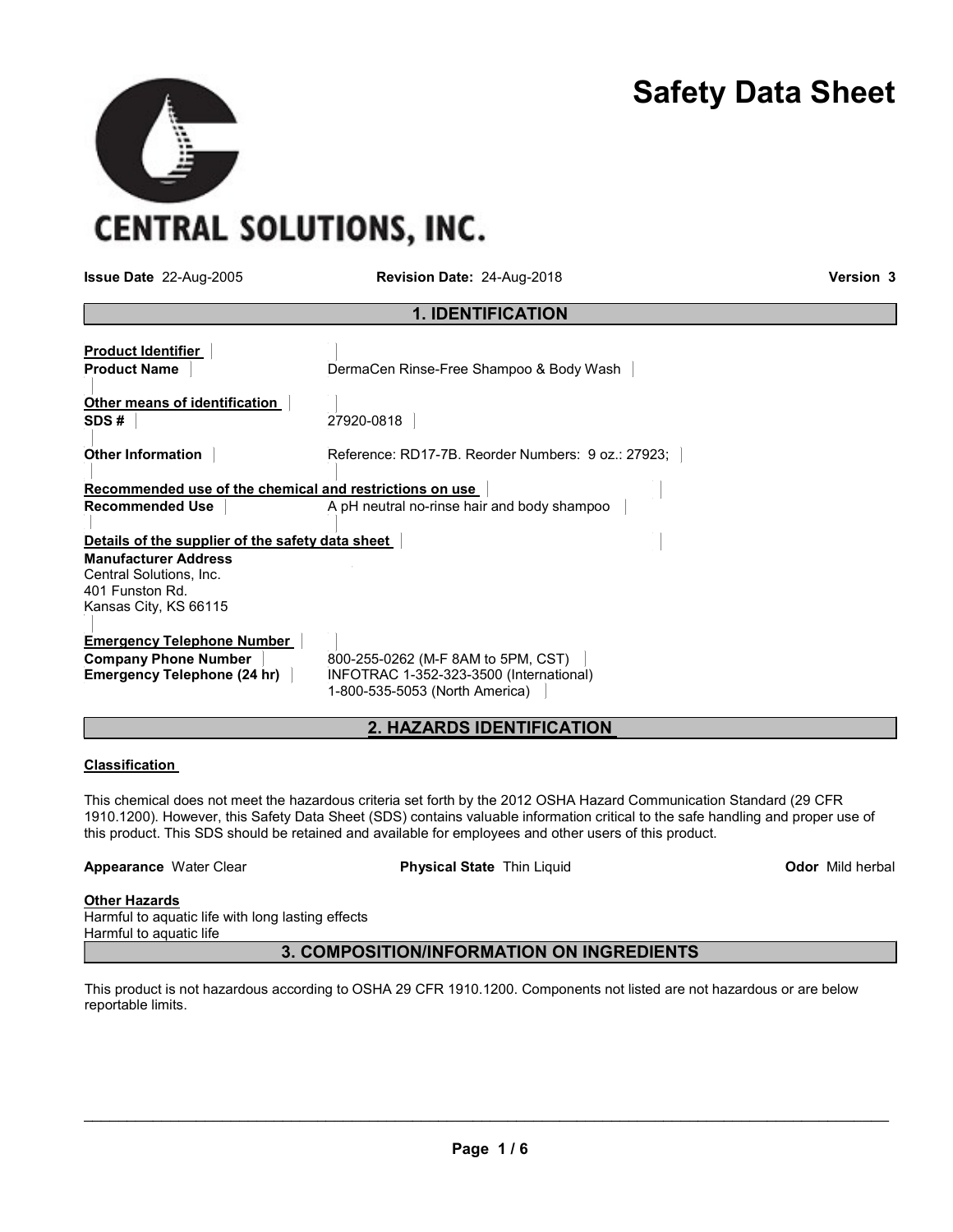CENTRAL SOLUTIONS, INC.

# Safety Data Sheet

**Issue Date** 22-Aug-2005 **Revision Date:** 24-Aug-2018 **Version 3**

## 1. IDENTIFICATION

**Product Identifier**

**Product Name** DermaCen Rinse-Free Shampoo & Body Wash

**Other means of identification**

**SDS #** 27920-0818

**Other Information** Reference: RD17-7B. Reorder Numbers: 9 oz.: 27923;

**Recommended use of the chemical and restrictions on use**

**Recommended Use** A pH neutral no-rinse hair and body shampoo

**Details of the supplier of the safety data sheet**

**Manufacturer Address**
Central Solutions, Inc.
401 Funston Rd.
Kansas City, KS 66115

**Emergency Telephone Number**

**Company Phone Number** 800-255-0262 (M-F 8AM to 5PM, CST)

**Emergency Telephone (24 hr)** INFOTRAC 1-352-323-3500 (International)
1-800-535-5053 (North America)

## 2. HAZARDS IDENTIFICATION

**Classification**

This chemical does not meet the hazardous criteria set forth by the 2012 OSHA Hazard Communication Standard (29 CFR 1910.1200). However, this Safety Data Sheet (SDS) contains valuable information critical to the safe handling and proper use of this product. This SDS should be retained and available for employees and other users of this product.

**Appearance** Water Clear **Physical State** Thin Liquid **Odor** Mild herbal

**Other Hazards**
Harmful to aquatic life with long lasting effects
Harmful to aquatic life

## 3. COMPOSITION/INFORMATION ON INGREDIENTS

This product is not hazardous according to OSHA 29 CFR 1910.1200. Components not listed are not hazardous or are below reportable limits.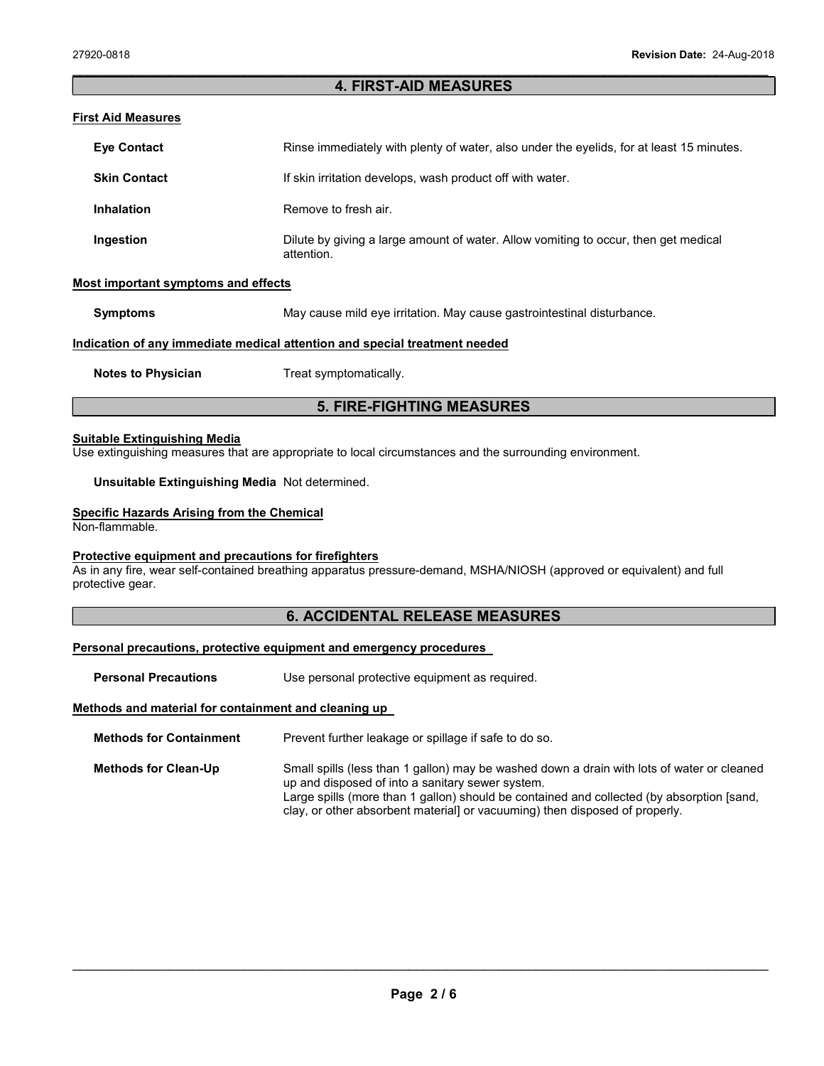## 4. FIRST-AID MEASURES

### First Aid Measures

**Eye Contact** Rinse immediately with plenty of water, also under the eyelids, for at least 15 minutes.

**Skin Contact** If skin irritation develops, wash product off with water.

**Inhalation** Remove to fresh air.

**Ingestion** Dilute by giving a large amount of water. Allow vomiting to occur, then get medical attention.

### Most important symptoms and effects

**Symptoms** May cause mild eye irritation. May cause gastrointestinal disturbance.

### Indication of any immediate medical attention and special treatment needed

**Notes to Physician** Treat symptomatically.

## 5. FIRE-FIGHTING MEASURES

### Suitable Extinguishing Media

Use extinguishing measures that are appropriate to local circumstances and the surrounding environment.

**Unsuitable Extinguishing Media** Not determined.

### Specific Hazards Arising from the Chemical

Non-flammable.

### Protective equipment and precautions for firefighters

As in any fire, wear self-contained breathing apparatus pressure-demand, MSHA/NIOSH (approved or equivalent) and full protective gear.

## 6. ACCIDENTAL RELEASE MEASURES

### Personal precautions, protective equipment and emergency procedures

**Personal Precautions** Use personal protective equipment as required.

### Methods and material for containment and cleaning up

**Methods for Containment** Prevent further leakage or spillage if safe to do so.

**Methods for Clean-Up** Small spills (less than 1 gallon) may be washed down a drain with lots of water or cleaned up and disposed of into a sanitary sewer system.
Large spills (more than 1 gallon) should be contained and collected (by absorption [sand, clay, or other absorbent material] or vacuuming) then disposed of properly.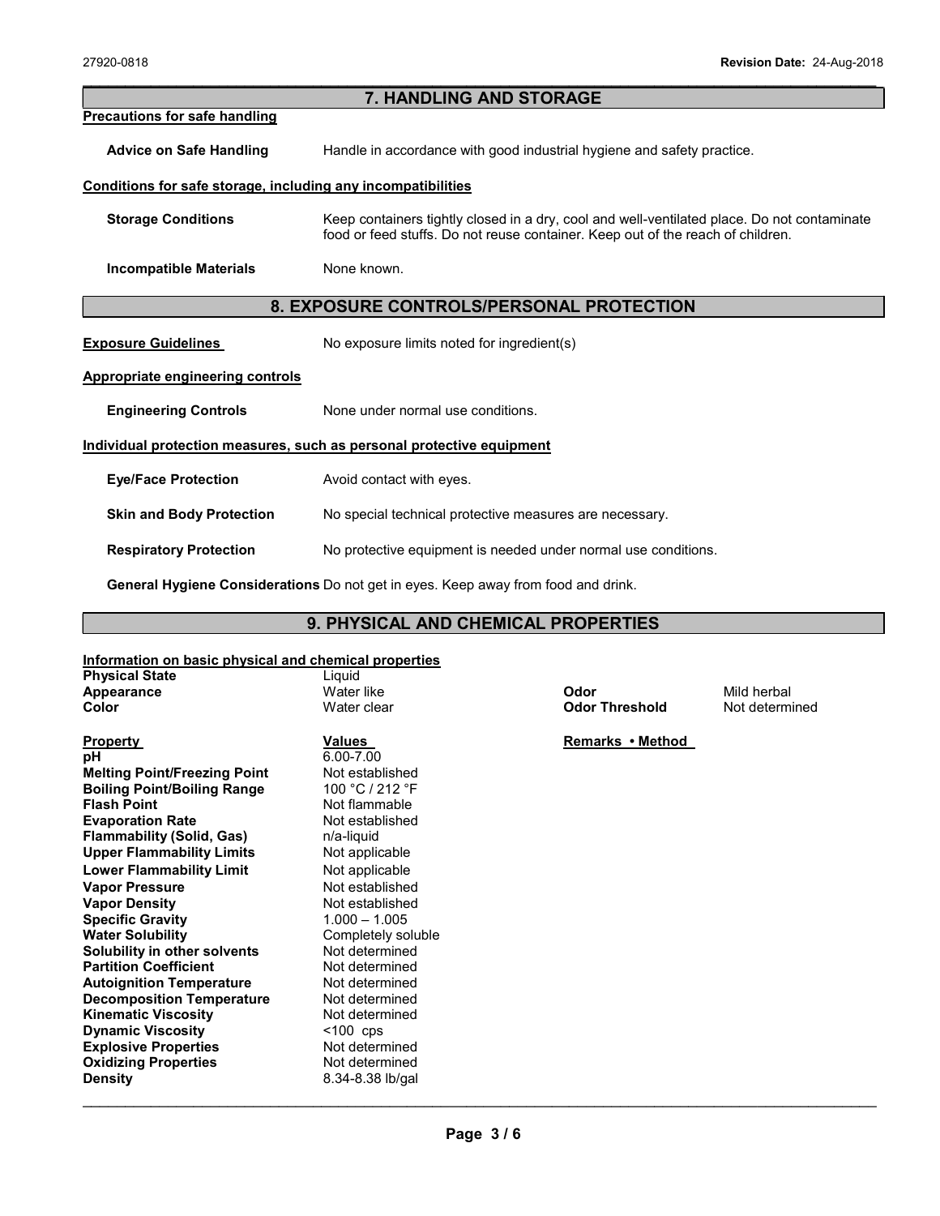## 7. HANDLING AND STORAGE

**Precautions for safe handling**

**Advice on Safe Handling** Handle in accordance with good industrial hygiene and safety practice.

**Conditions for safe storage, including any incompatibilities**

**Storage Conditions** Keep containers tightly closed in a dry, cool and well-ventilated place. Do not contaminate food or feed stuffs. Do not reuse container. Keep out of the reach of children.

**Incompatible Materials** None known.

## 8. EXPOSURE CONTROLS/PERSONAL PROTECTION

**Exposure Guidelines** No exposure limits noted for ingredient(s)

**Appropriate engineering controls**

**Engineering Controls** None under normal use conditions.

**Individual protection measures, such as personal protective equipment**

**Eye/Face Protection** Avoid contact with eyes.

**Skin and Body Protection** No special technical protective measures are necessary.

**Respiratory Protection** No protective equipment is needed under normal use conditions.

**General Hygiene Considerations** Do not get in eyes. Keep away from food and drink.

## 9. PHYSICAL AND CHEMICAL PROPERTIES

**Information on basic physical and chemical properties**

| | | | |
|---|---|---|---|
| **Physical State** | Liquid | | |
| **Appearance** | Water like | **Odor** | Mild herbal |
| **Color** | Water clear | **Odor Threshold** | Not determined |

| **Property** | **Values** | **Remarks • Method** |
|---|---|---|
| **pH** | 6.00-7.00 | |
| **Melting Point/Freezing Point** | Not established | |
| **Boiling Point/Boiling Range** | 100 °C / 212 °F | |
| **Flash Point** | Not flammable | |
| **Evaporation Rate** | Not established | |
| **Flammability (Solid, Gas)** | n/a-liquid | |
| **Upper Flammability Limits** | Not applicable | |
| **Lower Flammability Limit** | Not applicable | |
| **Vapor Pressure** | Not established | |
| **Vapor Density** | Not established | |
| **Specific Gravity** | 1.000 – 1.005 | |
| **Water Solubility** | Completely soluble | |
| **Solubility in other solvents** | Not determined | |
| **Partition Coefficient** | Not determined | |
| **Autoignition Temperature** | Not determined | |
| **Decomposition Temperature** | Not determined | |
| **Kinematic Viscosity** | Not determined | |
| **Dynamic Viscosity** | <100 cps | |
| **Explosive Properties** | Not determined | |
| **Oxidizing Properties** | Not determined | |
| **Density** | 8.34-8.38 lb/gal | |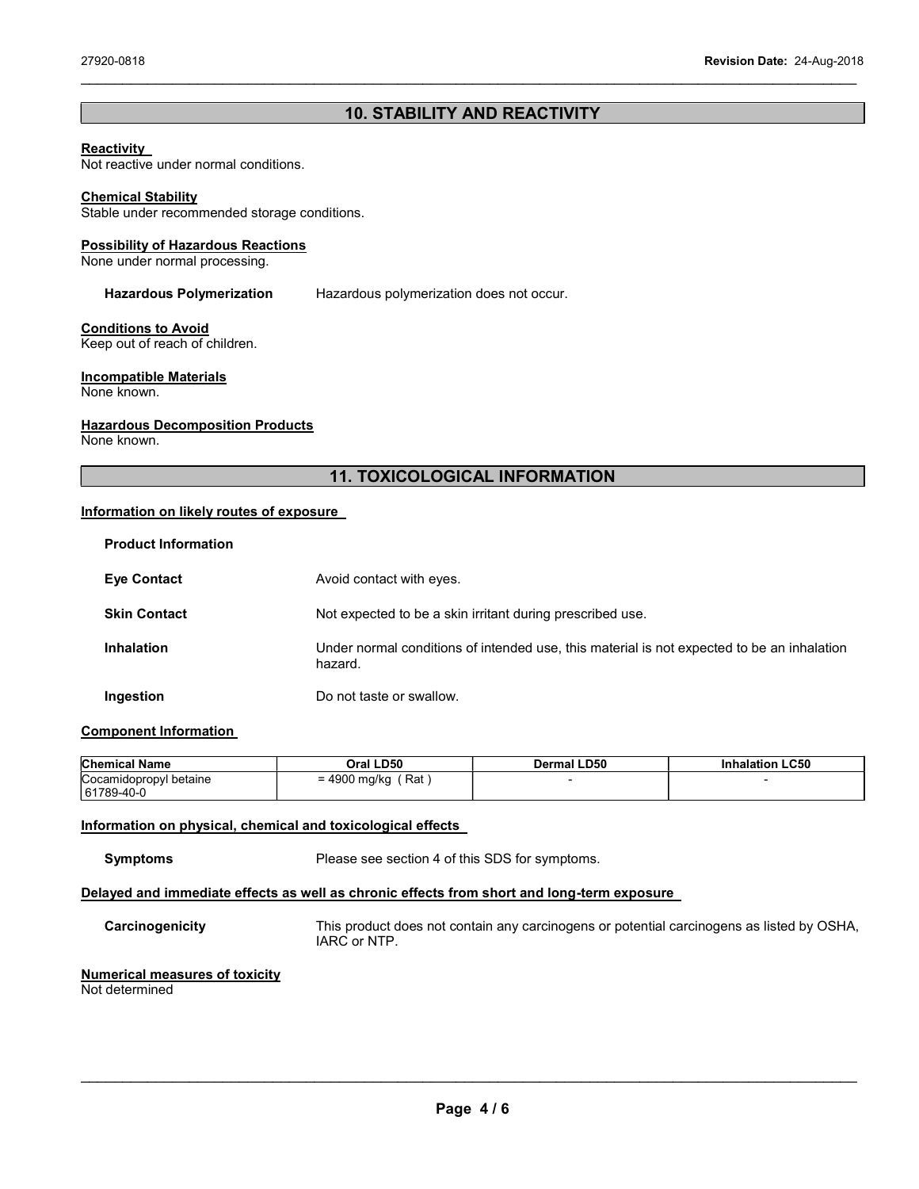## 10. STABILITY AND REACTIVITY

**Reactivity**
Not reactive under normal conditions.

**Chemical Stability**
Stable under recommended storage conditions.

**Possibility of Hazardous Reactions**
None under normal processing.

**Hazardous Polymerization** Hazardous polymerization does not occur.

**Conditions to Avoid**
Keep out of reach of children.

**Incompatible Materials**
None known.

**Hazardous Decomposition Products**
None known.

## 11. TOXICOLOGICAL INFORMATION

**Information on likely routes of exposure**

**Product Information**

**Eye Contact** Avoid contact with eyes.

**Skin Contact** Not expected to be a skin irritant during prescribed use.

**Inhalation** Under normal conditions of intended use, this material is not expected to be an inhalation hazard.

**Ingestion** Do not taste or swallow.

**Component Information**

| Chemical Name | Oral LD50 | Dermal LD50 | Inhalation LC50 |
|---|---|---|---|
| Cocamidopropyl betaine 61789-40-0 | = 4900 mg/kg ( Rat ) | - | - |

**Information on physical, chemical and toxicological effects**

**Symptoms** Please see section 4 of this SDS for symptoms.

**Delayed and immediate effects as well as chronic effects from short and long-term exposure**

**Carcinogenicity** This product does not contain any carcinogens or potential carcinogens as listed by OSHA, IARC or NTP.

**Numerical measures of toxicity**
Not determined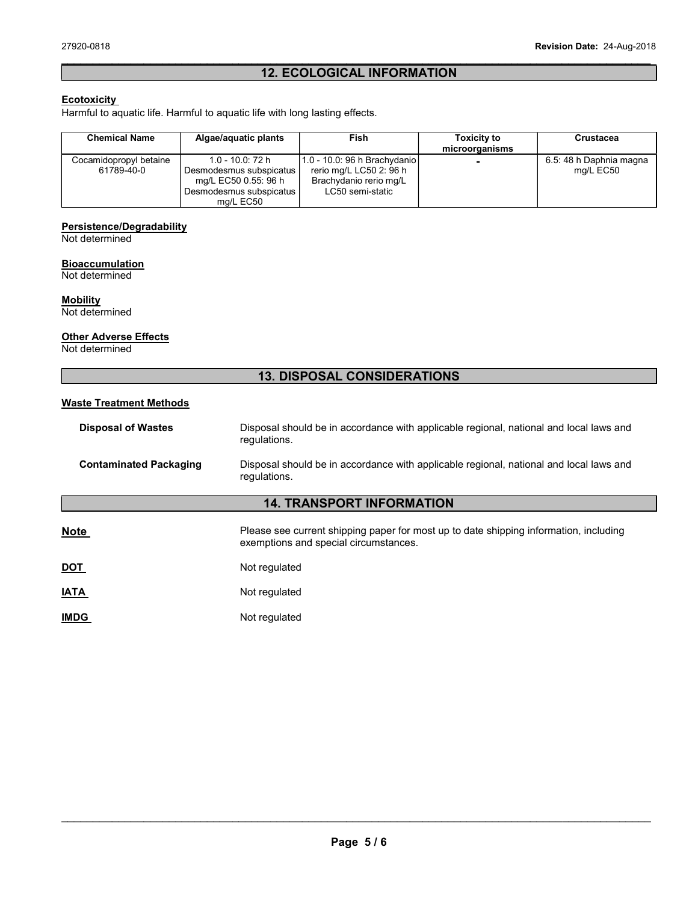## 12. ECOLOGICAL INFORMATION

**Ecotoxicity**

Harmful to aquatic life. Harmful to aquatic life with long lasting effects.

| Chemical Name | Algae/aquatic plants | Fish | Toxicity to microorganisms | Crustacea |
|---|---|---|---|---|
| Cocamidopropyl betaine 61789-40-0 | 1.0 - 10.0: 72 h Desmodesmus subspicatus mg/L EC50 0.55: 96 h Desmodesmus subspicatus mg/L EC50 | 1.0 - 10.0: 96 h Brachydanio rerio mg/L LC50 2: 96 h Brachydanio rerio mg/L LC50 semi-static | - | 6.5: 48 h Daphnia magna mg/L EC50 |

**Persistence/Degradability**

Not determined

**Bioaccumulation**

Not determined

**Mobility**

Not determined

**Other Adverse Effects**

Not determined

## 13. DISPOSAL CONSIDERATIONS

**Waste Treatment Methods**

**Disposal of Wastes** Disposal should be in accordance with applicable regional, national and local laws and regulations.

**Contaminated Packaging** Disposal should be in accordance with applicable regional, national and local laws and regulations.

## 14. TRANSPORT INFORMATION

**Note** Please see current shipping paper for most up to date shipping information, including exemptions and special circumstances.

**DOT** Not regulated

**IATA** Not regulated

**IMDG** Not regulated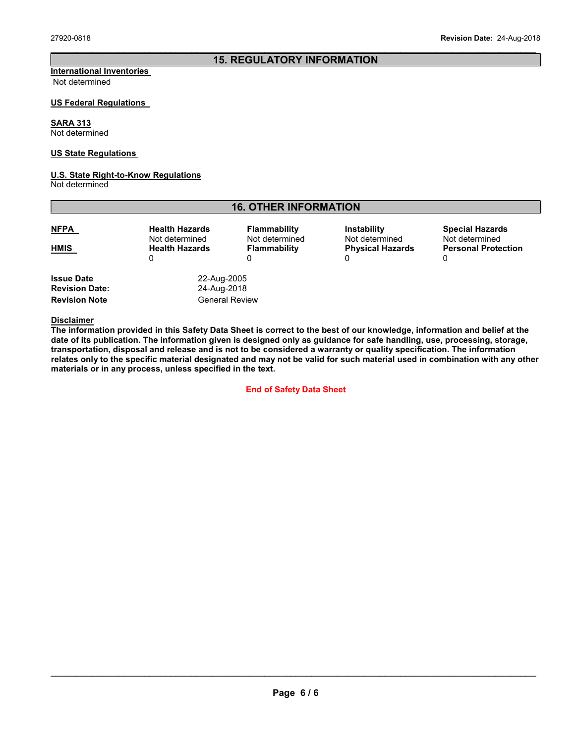## 15. REGULATORY INFORMATION

**International Inventories**

Not determined

**US Federal Regulations**

**SARA 313**

Not determined

**US State Regulations**

**U.S. State Right-to-Know Regulations**

Not determined

## 16. OTHER INFORMATION

| | | | | |
|---|---|---|---|---|
| **NFPA** | **Health Hazards** Not determined | **Flammability** Not determined | **Instability** Not determined | **Special Hazards** Not determined |
| **HMIS** | **Health Hazards** 0 | **Flammability** 0 | **Physical Hazards** 0 | **Personal Protection** 0 |

**Issue Date** 22-Aug-2005

**Revision Date:** 24-Aug-2018

**Revision Note** General Review

**Disclaimer**

**The information provided in this Safety Data Sheet is correct to the best of our knowledge, information and belief at the date of its publication. The information given is designed only as guidance for safe handling, use, processing, storage, transportation, disposal and release and is not to be considered a warranty or quality specification. The information relates only to the specific material designated and may not be valid for such material used in combination with any other materials or in any process, unless specified in the text.**

**End of Safety Data Sheet**